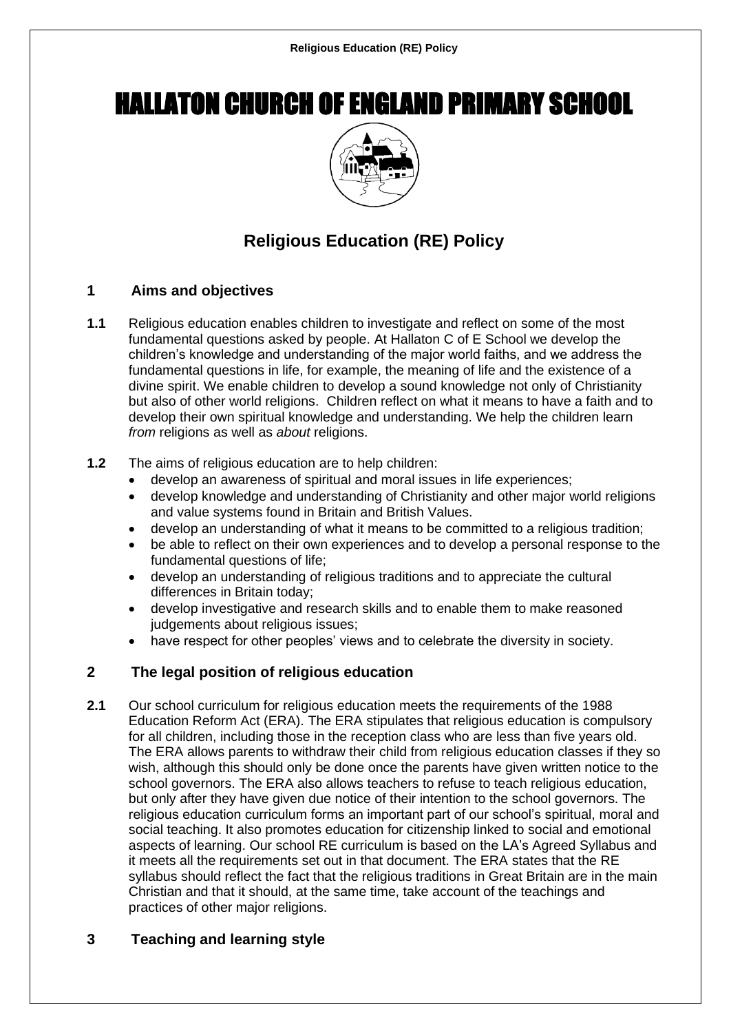# HALLATON CHURCH OF ENGLAND PRIMARY SCHOOL

## Religious Education (RE) Policy

### 1 Aims and objectives

**1.1** Religious education enables children to investigate and reflect on some of the most fundamental questions asked by people. At Hallaton C of E School we develop the children's knowledge and understanding of the major world faiths, and we address the fundamental questions in life, for example, the meaning of life and the existence of a divine spirit. We enable children to develop a sound knowledge not only of Christianity but also of other world religions. Children reflect on what it means to have a faith and to develop their own spiritual knowledge and understanding. We help the children learn *from* religions as well as *about* religions.

**1.2** The aims of religious education are to help children:

- develop an awareness of spiritual and moral issues in life experiences;
- develop knowledge and understanding of Christianity and other major world religions and value systems found in Britain and British Values.
- develop an understanding of what it means to be committed to a religious tradition;
- be able to reflect on their own experiences and to develop a personal response to the fundamental questions of life;
- develop an understanding of religious traditions and to appreciate the cultural differences in Britain today;
- develop investigative and research skills and to enable them to make reasoned judgements about religious issues;
- have respect for other peoples' views and to celebrate the diversity in society.

### 2 The legal position of religious education

**2.1** Our school curriculum for religious education meets the requirements of the 1988 Education Reform Act (ERA). The ERA stipulates that religious education is compulsory for all children, including those in the reception class who are less than five years old. The ERA allows parents to withdraw their child from religious education classes if they so wish, although this should only be done once the parents have given written notice to the school governors. The ERA also allows teachers to refuse to teach religious education, but only after they have given due notice of their intention to the school governors. The religious education curriculum forms an important part of our school's spiritual, moral and social teaching. It also promotes education for citizenship linked to social and emotional aspects of learning. Our school RE curriculum is based on the LA's Agreed Syllabus and it meets all the requirements set out in that document. The ERA states that the RE syllabus should reflect the fact that the religious traditions in Great Britain are in the main Christian and that it should, at the same time, take account of the teachings and practices of other major religions.

### 3 Teaching and learning style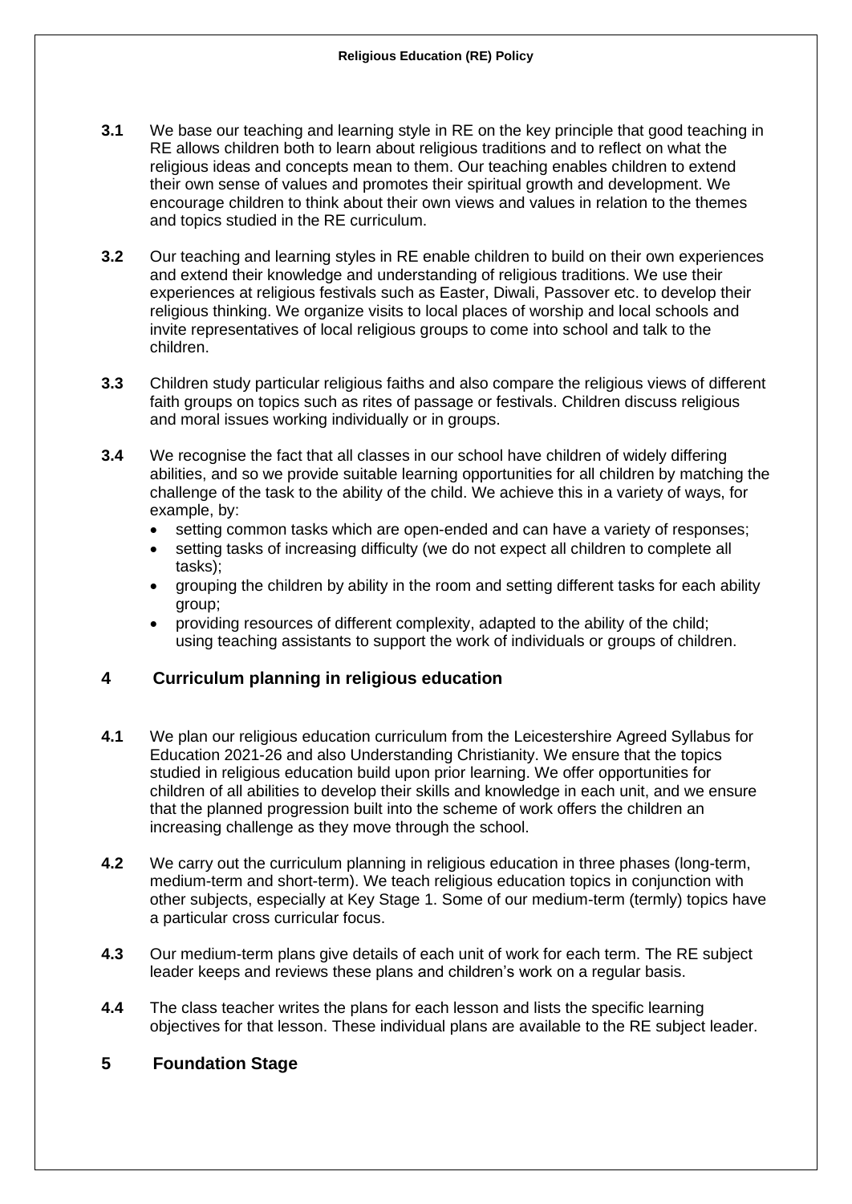**3.1** We base our teaching and learning style in RE on the key principle that good teaching in RE allows children both to learn about religious traditions and to reflect on what the religious ideas and concepts mean to them. Our teaching enables children to extend their own sense of values and promotes their spiritual growth and development. We encourage children to think about their own views and values in relation to the themes and topics studied in the RE curriculum.

**3.2** Our teaching and learning styles in RE enable children to build on their own experiences and extend their knowledge and understanding of religious traditions. We use their experiences at religious festivals such as Easter, Diwali, Passover etc. to develop their religious thinking. We organize visits to local places of worship and local schools and invite representatives of local religious groups to come into school and talk to the children.

**3.3** Children study particular religious faiths and also compare the religious views of different faith groups on topics such as rites of passage or festivals. Children discuss religious and moral issues working individually or in groups.

**3.4** We recognise the fact that all classes in our school have children of widely differing abilities, and so we provide suitable learning opportunities for all children by matching the challenge of the task to the ability of the child. We achieve this in a variety of ways, for example, by:

- setting common tasks which are open-ended and can have a variety of responses;
- setting tasks of increasing difficulty (we do not expect all children to complete all tasks);
- grouping the children by ability in the room and setting different tasks for each ability group;
- providing resources of different complexity, adapted to the ability of the child; using teaching assistants to support the work of individuals or groups of children.

## 4 Curriculum planning in religious education

**4.1** We plan our religious education curriculum from the Leicestershire Agreed Syllabus for Education 2021-26 and also Understanding Christianity. We ensure that the topics studied in religious education build upon prior learning. We offer opportunities for children of all abilities to develop their skills and knowledge in each unit, and we ensure that the planned progression built into the scheme of work offers the children an increasing challenge as they move through the school.

**4.2** We carry out the curriculum planning in religious education in three phases (long-term, medium-term and short-term). We teach religious education topics in conjunction with other subjects, especially at Key Stage 1. Some of our medium-term (termly) topics have a particular cross curricular focus.

**4.3** Our medium-term plans give details of each unit of work for each term. The RE subject leader keeps and reviews these plans and children's work on a regular basis.

**4.4** The class teacher writes the plans for each lesson and lists the specific learning objectives for that lesson. These individual plans are available to the RE subject leader.

## 5 Foundation Stage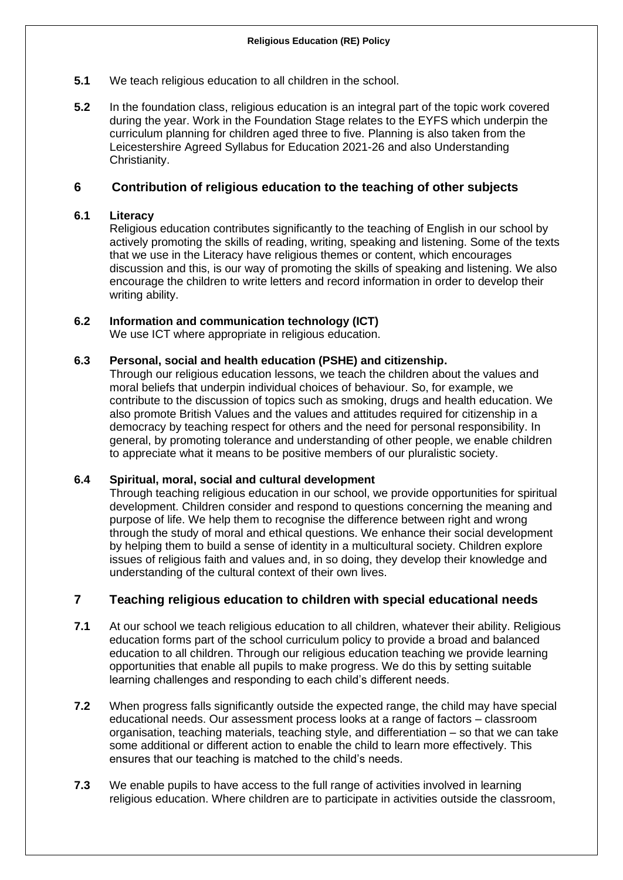**5.1** We teach religious education to all children in the school.

**5.2** In the foundation class, religious education is an integral part of the topic work covered during the year. Work in the Foundation Stage relates to the EYFS which underpin the curriculum planning for children aged three to five. Planning is also taken from the Leicestershire Agreed Syllabus for Education 2021-26 and also Understanding Christianity.

## 6 Contribution of religious education to the teaching of other subjects

**6.1 Literacy**

Religious education contributes significantly to the teaching of English in our school by actively promoting the skills of reading, writing, speaking and listening. Some of the texts that we use in the Literacy have religious themes or content, which encourages discussion and this, is our way of promoting the skills of speaking and listening. We also encourage the children to write letters and record information in order to develop their writing ability.

**6.2 Information and communication technology (ICT)**

We use ICT where appropriate in religious education.

**6.3 Personal, social and health education (PSHE) and citizenship.**

Through our religious education lessons, we teach the children about the values and moral beliefs that underpin individual choices of behaviour. So, for example, we contribute to the discussion of topics such as smoking, drugs and health education. We also promote British Values and the values and attitudes required for citizenship in a democracy by teaching respect for others and the need for personal responsibility. In general, by promoting tolerance and understanding of other people, we enable children to appreciate what it means to be positive members of our pluralistic society.

**6.4 Spiritual, moral, social and cultural development**

Through teaching religious education in our school, we provide opportunities for spiritual development. Children consider and respond to questions concerning the meaning and purpose of life. We help them to recognise the difference between right and wrong through the study of moral and ethical questions. We enhance their social development by helping them to build a sense of identity in a multicultural society. Children explore issues of religious faith and values and, in so doing, they develop their knowledge and understanding of the cultural context of their own lives.

## 7 Teaching religious education to children with special educational needs

**7.1** At our school we teach religious education to all children, whatever their ability. Religious education forms part of the school curriculum policy to provide a broad and balanced education to all children. Through our religious education teaching we provide learning opportunities that enable all pupils to make progress. We do this by setting suitable learning challenges and responding to each child's different needs.

**7.2** When progress falls significantly outside the expected range, the child may have special educational needs. Our assessment process looks at a range of factors – classroom organisation, teaching materials, teaching style, and differentiation – so that we can take some additional or different action to enable the child to learn more effectively. This ensures that our teaching is matched to the child's needs.

**7.3** We enable pupils to have access to the full range of activities involved in learning religious education. Where children are to participate in activities outside the classroom,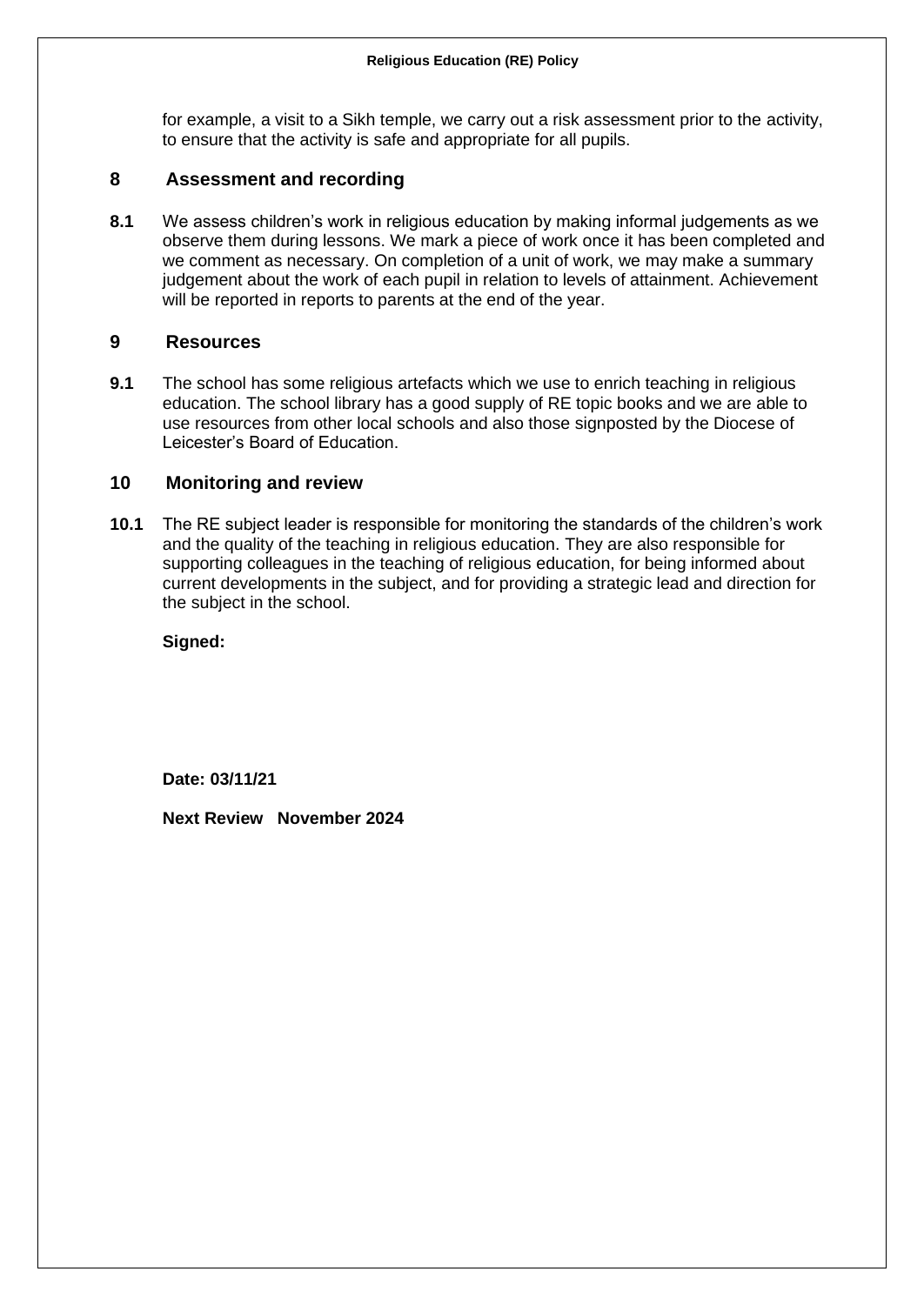for example, a visit to a Sikh temple, we carry out a risk assessment prior to the activity, to ensure that the activity is safe and appropriate for all pupils.

## 8 Assessment and recording

**8.1** We assess children's work in religious education by making informal judgements as we observe them during lessons. We mark a piece of work once it has been completed and we comment as necessary. On completion of a unit of work, we may make a summary judgement about the work of each pupil in relation to levels of attainment. Achievement will be reported in reports to parents at the end of the year.

## 9 Resources

**9.1** The school has some religious artefacts which we use to enrich teaching in religious education. The school library has a good supply of RE topic books and we are able to use resources from other local schools and also those signposted by the Diocese of Leicester's Board of Education.

## 10 Monitoring and review

**10.1** The RE subject leader is responsible for monitoring the standards of the children's work and the quality of the teaching in religious education. They are also responsible for supporting colleagues in the teaching of religious education, for being informed about current developments in the subject, and for providing a strategic lead and direction for the subject in the school.

**Signed:**

**Date: 03/11/21**

**Next Review November 2024**